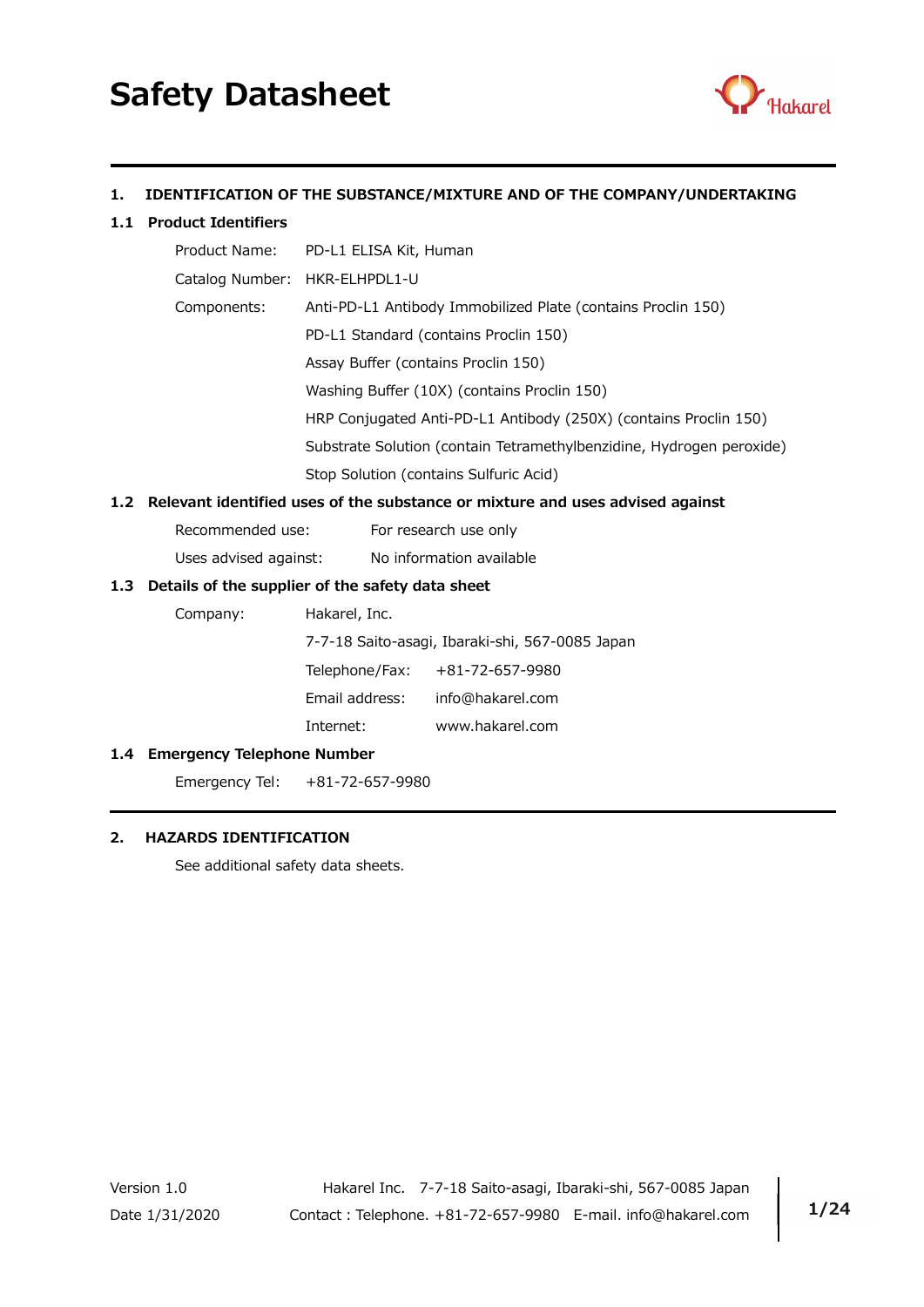# Safety Datasheet

## 1. IDENTIFICATION OF THE SUBSTANCE/MIXTURE AND OF THE COMPANY/UNDERTAKING

### 1.1 Product Identifiers

Product Name: PD-L1 ELISA Kit, Human

Catalog Number: HKR-ELHPDL1-U

Components:
- Anti-PD-L1 Antibody Immobilized Plate (contains Proclin 150)
- PD-L1 Standard (contains Proclin 150)
- Assay Buffer (contains Proclin 150)
- Washing Buffer (10X) (contains Proclin 150)
- HRP Conjugated Anti-PD-L1 Antibody (250X) (contains Proclin 150)
- Substrate Solution (contain Tetramethylbenzidine, Hydrogen peroxide)
- Stop Solution (contains Sulfuric Acid)

### 1.2 Relevant identified uses of the substance or mixture and uses advised against

Recommended use: For research use only

Uses advised against: No information available

### 1.3 Details of the supplier of the safety data sheet

Company: Hakarel, Inc.

7-7-18 Saito-asagi, Ibaraki-shi, 567-0085 Japan

Telephone/Fax: +81-72-657-9980

Email address: info@hakarel.com

Internet: www.hakarel.com

### 1.4 Emergency Telephone Number

Emergency Tel: +81-72-657-9980

## 2. HAZARDS IDENTIFICATION

See additional safety data sheets.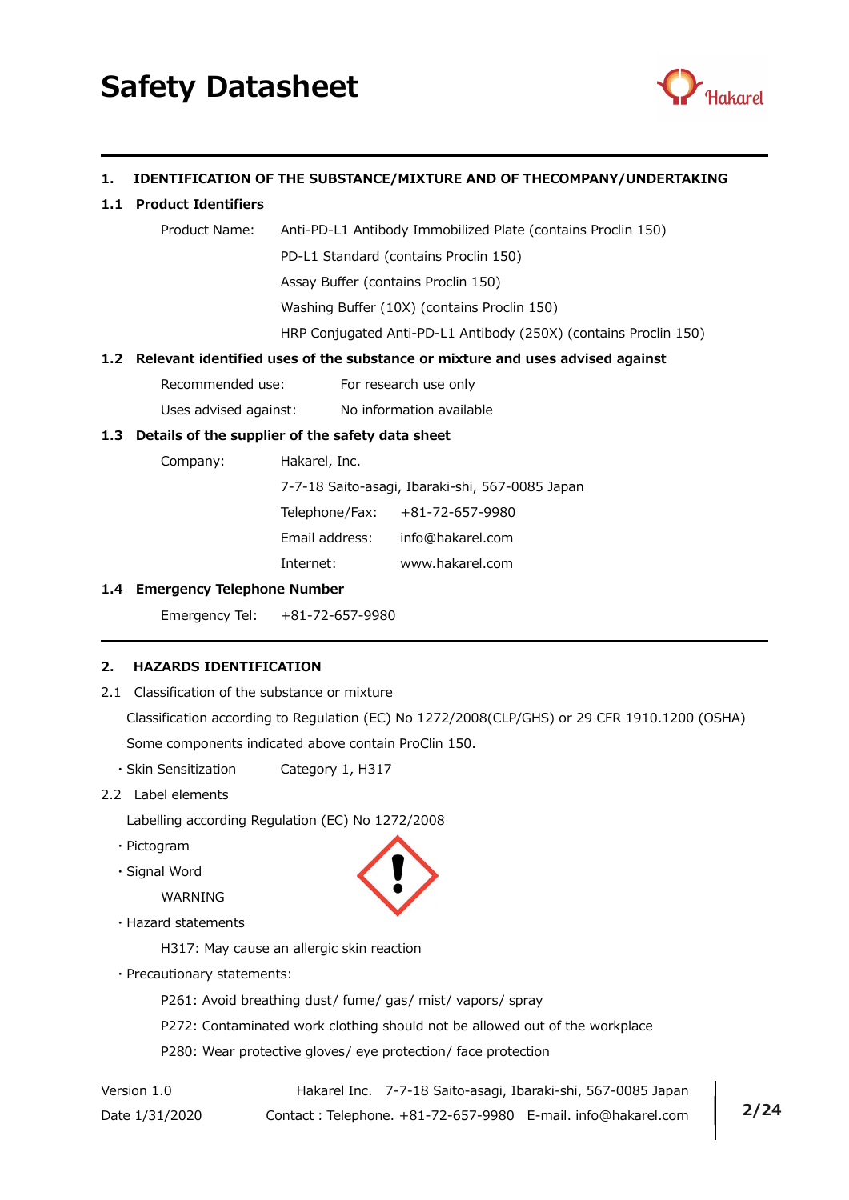# Safety Datasheet

## 1. IDENTIFICATION OF THE SUBSTANCE/MIXTURE AND OF THECOMPANY/UNDERTAKING

### 1.1 Product Identifiers

Product Name: Anti-PD-L1 Antibody Immobilized Plate (contains Proclin 150)
PD-L1 Standard (contains Proclin 150)
Assay Buffer (contains Proclin 150)
Washing Buffer (10X) (contains Proclin 150)
HRP Conjugated Anti-PD-L1 Antibody (250X) (contains Proclin 150)

### 1.2 Relevant identified uses of the substance or mixture and uses advised against

Recommended use: For research use only

Uses advised against: No information available

### 1.3 Details of the supplier of the safety data sheet

Company: Hakarel, Inc.
7-7-18 Saito-asagi, Ibaraki-shi, 567-0085 Japan
Telephone/Fax: +81-72-657-9980
Email address: info@hakarel.com
Internet: www.hakarel.com

### 1.4 Emergency Telephone Number

Emergency Tel: +81-72-657-9980

## 2. HAZARDS IDENTIFICATION

2.1 Classification of the substance or mixture

Classification according to Regulation (EC) No 1272/2008(CLP/GHS) or 29 CFR 1910.1200 (OSHA)

Some components indicated above contain ProClin 150.

- Skin Sensitization Category 1, H317

2.2 Label elements

Labelling according Regulation (EC) No 1272/2008

- Pictogram
- Signal Word

  WARNING

- Hazard statements

  H317: May cause an allergic skin reaction

- Precautionary statements:

  P261: Avoid breathing dust/ fume/ gas/ mist/ vapors/ spray

  P272: Contaminated work clothing should not be allowed out of the workplace

  P280: Wear protective gloves/ eye protection/ face protection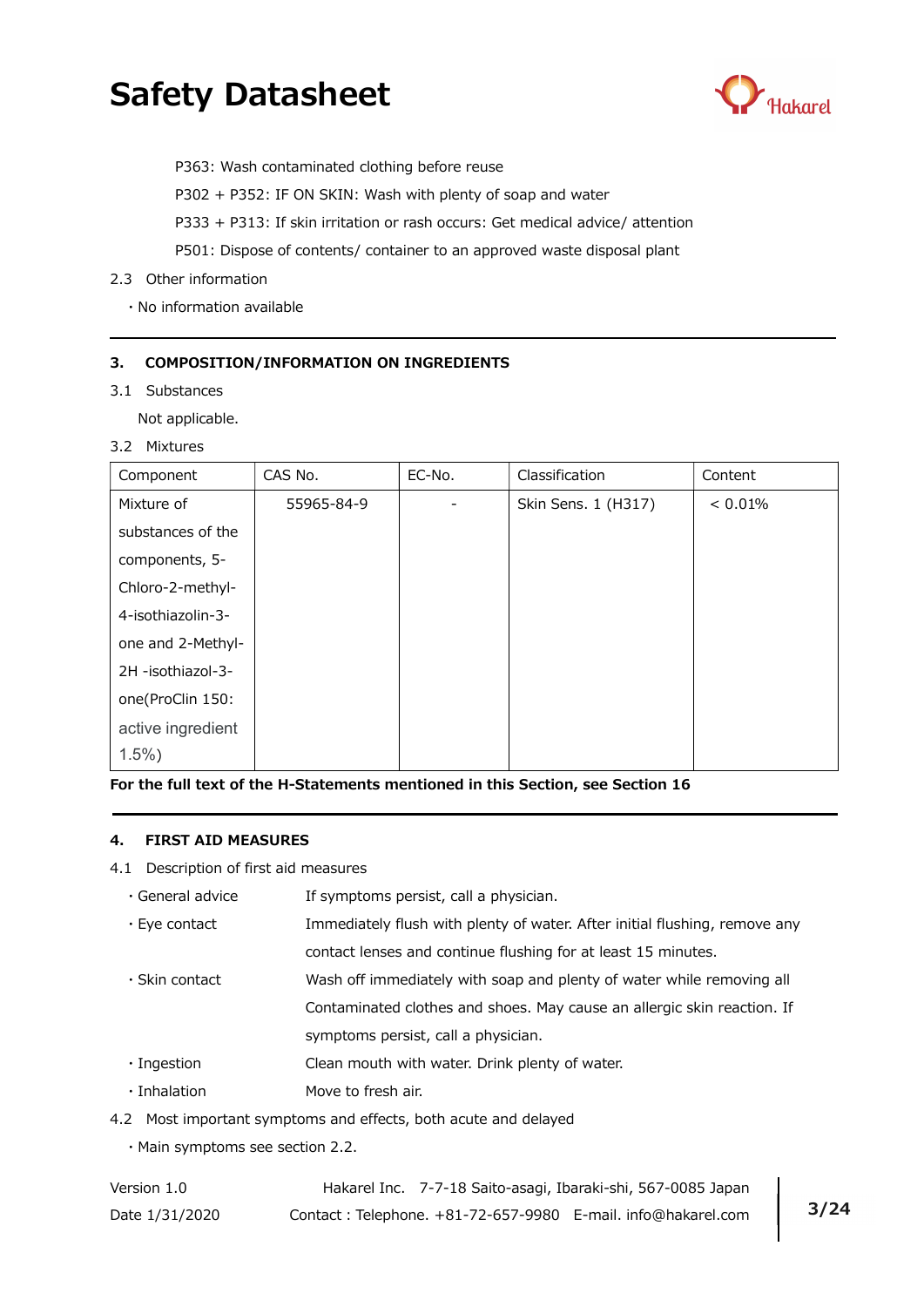P363: Wash contaminated clothing before reuse

P302 + P352: IF ON SKIN: Wash with plenty of soap and water

P333 + P313: If skin irritation or rash occurs: Get medical advice/ attention

P501: Dispose of contents/ container to an approved waste disposal plant

2.3 Other information

・No information available

## 3. COMPOSITION/INFORMATION ON INGREDIENTS

3.1 Substances

Not applicable.

3.2 Mixtures

| Component | CAS No. | EC-No. | Classification | Content |
|---|---|---|---|---|
| Mixture of substances of the components, 5-Chloro-2-methyl-4-isothiazolin-3-one and 2-Methyl-2H -isothiazol-3-one(ProClin 150: active ingredient 1.5%) | 55965-84-9 | - | Skin Sens. 1 (H317) | < 0.01% |

**For the full text of the H-Statements mentioned in this Section, see Section 16**

## 4. FIRST AID MEASURES

4.1 Description of first aid measures

- ・General advice: If symptoms persist, call a physician.
- ・Eye contact: Immediately flush with plenty of water. After initial flushing, remove any contact lenses and continue flushing for at least 15 minutes.
- ・Skin contact: Wash off immediately with soap and plenty of water while removing all Contaminated clothes and shoes. May cause an allergic skin reaction. If symptoms persist, call a physician.
- ・Ingestion: Clean mouth with water. Drink plenty of water.
- ・Inhalation: Move to fresh air.

4.2 Most important symptoms and effects, both acute and delayed

・Main symptoms see section 2.2.

Version 1.0 Hakarel Inc. 7-7-18 Saito-asagi, Ibaraki-shi, 567-0085 Japan
Date 1/31/2020 Contact : Telephone. +81-72-657-9980 E-mail. info@hakarel.com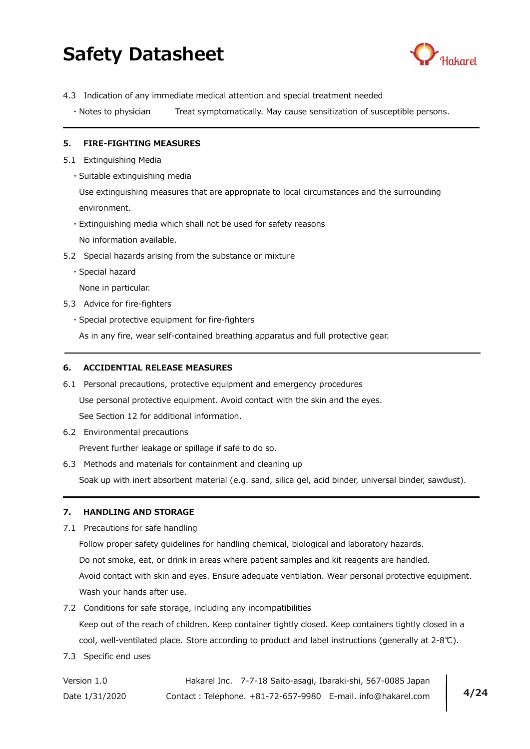4.3 Indication of any immediate medical attention and special treatment needed

- Notes to physician　　Treat symptomatically. May cause sensitization of susceptible persons.

## 5. FIRE-FIGHTING MEASURES

5.1 Extinguishing Media

- Suitable extinguishing media

  Use extinguishing measures that are appropriate to local circumstances and the surrounding environment.

- Extinguishing media which shall not be used for safety reasons

  No information available.

5.2 Special hazards arising from the substance or mixture

- Special hazard

  None in particular.

5.3 Advice for fire-fighters

- Special protective equipment for fire-fighters

  As in any fire, wear self-contained breathing apparatus and full protective gear.

## 6. ACCIDENTIAL RELEASE MEASURES

6.1 Personal precautions, protective equipment and emergency procedures

Use personal protective equipment. Avoid contact with the skin and the eyes.

See Section 12 for additional information.

6.2 Environmental precautions

Prevent further leakage or spillage if safe to do so.

6.3 Methods and materials for containment and cleaning up

Soak up with inert absorbent material (e.g. sand, silica gel, acid binder, universal binder, sawdust).

## 7. HANDLING AND STORAGE

7.1 Precautions for safe handling

Follow proper safety guidelines for handling chemical, biological and laboratory hazards.

Do not smoke, eat, or drink in areas where patient samples and kit reagents are handled.

Avoid contact with skin and eyes. Ensure adequate ventilation. Wear personal protective equipment.

Wash your hands after use.

7.2 Conditions for safe storage, including any incompatibilities

Keep out of the reach of children. Keep container tightly closed. Keep containers tightly closed in a cool, well-ventilated place. Store according to product and label instructions (generally at 2-8℃).

7.3 Specific end uses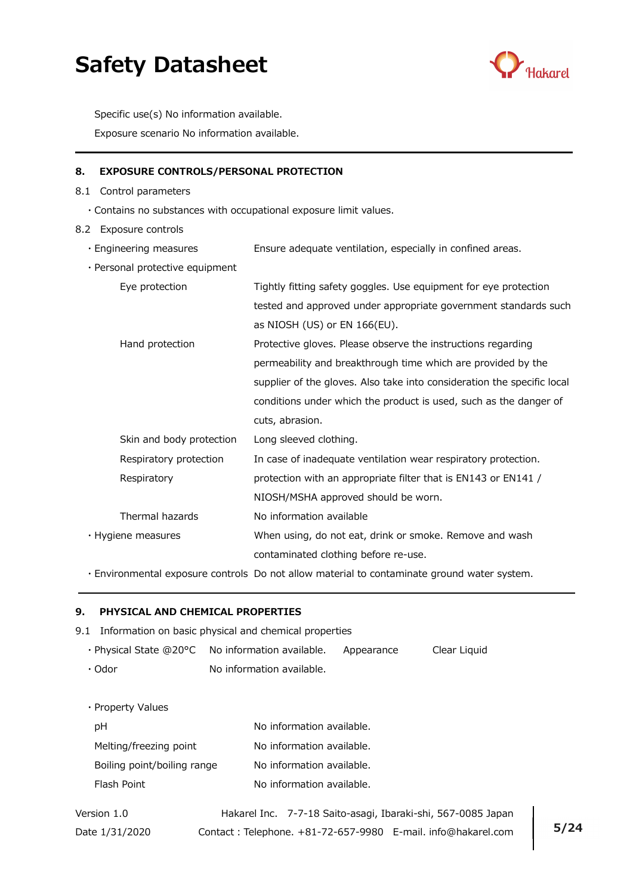Specific use(s) No information available.

Exposure scenario No information available.

## 8. EXPOSURE CONTROLS/PERSONAL PROTECTION

8.1 Control parameters

・Contains no substances with occupational exposure limit values.

8.2 Exposure controls

| | |
|---|---|
| ・Engineering measures | Ensure adequate ventilation, especially in confined areas. |
| ・Personal protective equipment | |
| Eye protection | Tightly fitting safety goggles. Use equipment for eye protection tested and approved under appropriate government standards such as NIOSH (US) or EN 166(EU). |
| Hand protection | Protective gloves. Please observe the instructions regarding permeability and breakthrough time which are provided by the supplier of the gloves. Also take into consideration the specific local conditions under which the product is used, such as the danger of cuts, abrasion. |
| Skin and body protection | Long sleeved clothing. |
| Respiratory protection | In case of inadequate ventilation wear respiratory protection. |
| Respiratory | protection with an appropriate filter that is EN143 or EN141 / NIOSH/MSHA approved should be worn. |
| Thermal hazards | No information available |
| ・Hygiene measures | When using, do not eat, drink or smoke. Remove and wash contaminated clothing before re-use. |
| ・Environmental exposure controls | Do not allow material to contaminate ground water system. |

## 9. PHYSICAL AND CHEMICAL PROPERTIES

9.1 Information on basic physical and chemical properties

| | | | |
|---|---|---|---|
| ・Physical State @20°C | No information available. | Appearance | Clear Liquid |
| ・Odor | No information available. | | |

・Property Values

| | |
|---|---|
| pH | No information available. |
| Melting/freezing point | No information available. |
| Boiling point/boiling range | No information available. |
| Flash Point | No information available. |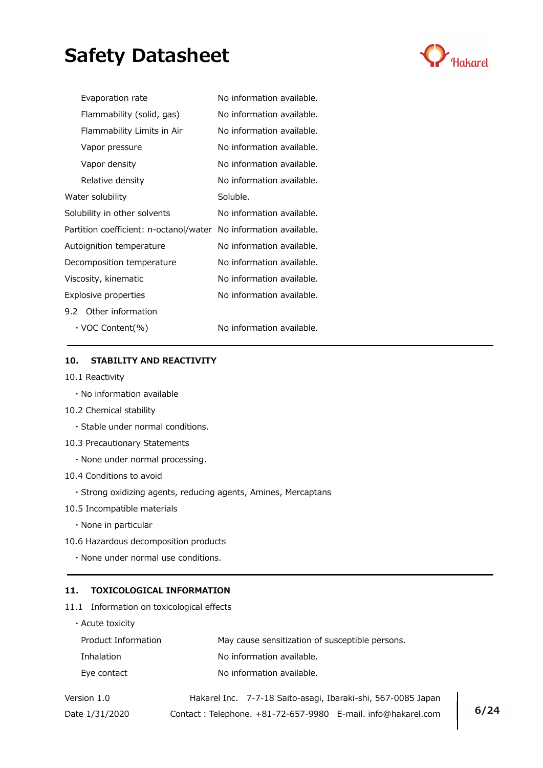| | |
|---|---|
| Evaporation rate | No information available. |
| Flammability (solid, gas) | No information available. |
| Flammability Limits in Air | No information available. |
| Vapor pressure | No information available. |
| Vapor density | No information available. |
| Relative density | No information available. |
| Water solubility | Soluble. |
| Solubility in other solvents | No information available. |
| Partition coefficient: n-octanol/water | No information available. |
| Autoignition temperature | No information available. |
| Decomposition temperature | No information available. |
| Viscosity, kinematic | No information available. |
| Explosive properties | No information available. |

9.2 Other information

| | |
|---|---|
| ・VOC Content(%) | No information available. |

## 10. STABILITY AND REACTIVITY

10.1 Reactivity

・No information available

10.2 Chemical stability

・Stable under normal conditions.

10.3 Precautionary Statements

・None under normal processing.

10.4 Conditions to avoid

・Strong oxidizing agents, reducing agents, Amines, Mercaptans

10.5 Incompatible materials

・None in particular

10.6 Hazardous decomposition products

・None under normal use conditions.

## 11. TOXICOLOGICAL INFORMATION

11.1 Information on toxicological effects

・Acute toxicity

| | |
|---|---|
| Product Information | May cause sensitization of susceptible persons. |
| Inhalation | No information available. |
| Eye contact | No information available. |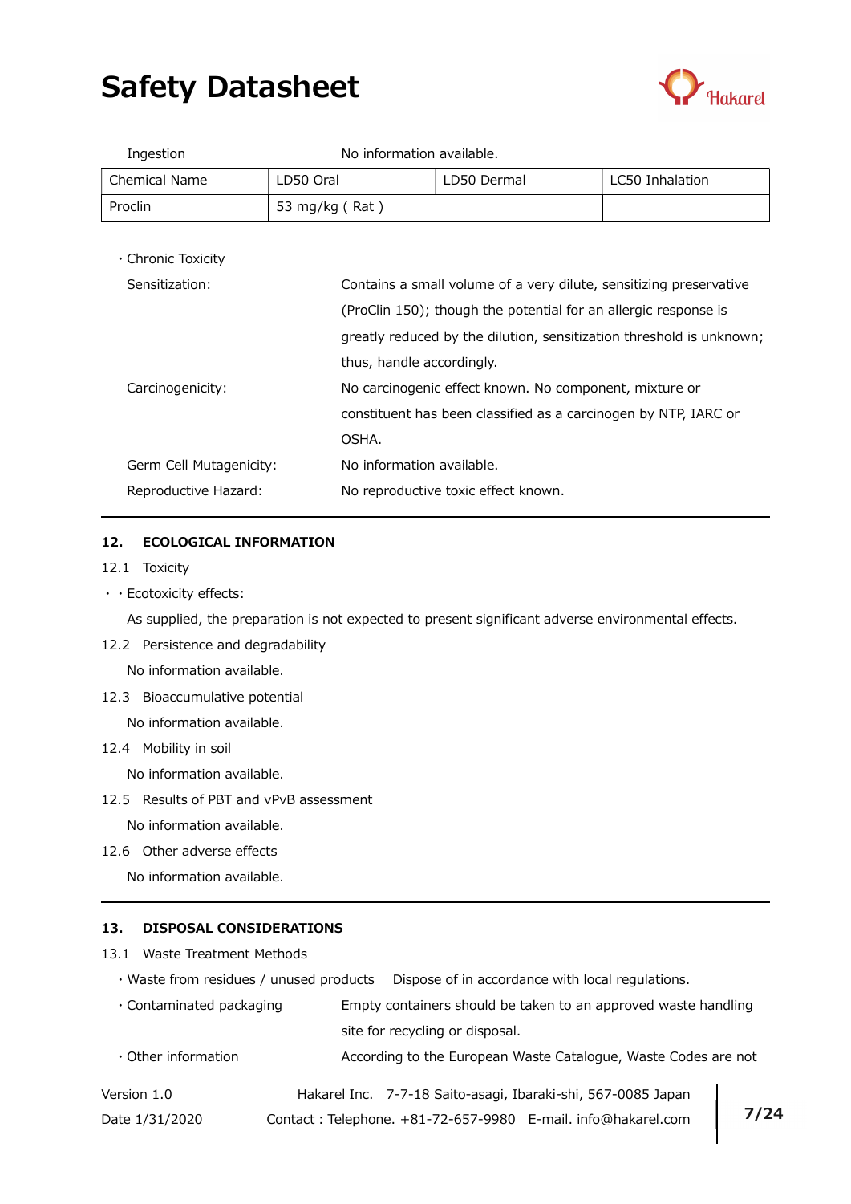Ingestion　　No information available.

| Chemical Name | LD50 Oral | LD50 Dermal | LC50 Inhalation |
|---|---|---|---|
| Proclin | 53 mg/kg ( Rat ) | | |

・Chronic Toxicity

Sensitization: Contains a small volume of a very dilute, sensitizing preservative (ProClin 150); though the potential for an allergic response is greatly reduced by the dilution, sensitization threshold is unknown; thus, handle accordingly.

Carcinogenicity: No carcinogenic effect known. No component, mixture or constituent has been classified as a carcinogen by NTP, IARC or OSHA.

Germ Cell Mutagenicity: No information available.

Reproductive Hazard: No reproductive toxic effect known.

---

## 12. ECOLOGICAL INFORMATION

12.1 Toxicity

・・Ecotoxicity effects:

As supplied, the preparation is not expected to present significant adverse environmental effects.

12.2 Persistence and degradability

No information available.

12.3 Bioaccumulative potential

No information available.

12.4 Mobility in soil

No information available.

12.5 Results of PBT and vPvB assessment

No information available.

12.6 Other adverse effects

No information available.

---

## 13. DISPOSAL CONSIDERATIONS

13.1 Waste Treatment Methods

・Waste from residues / unused products　Dispose of in accordance with local regulations.

・Contaminated packaging　Empty containers should be taken to an approved waste handling site for recycling or disposal.

・Other information　According to the European Waste Catalogue, Waste Codes are not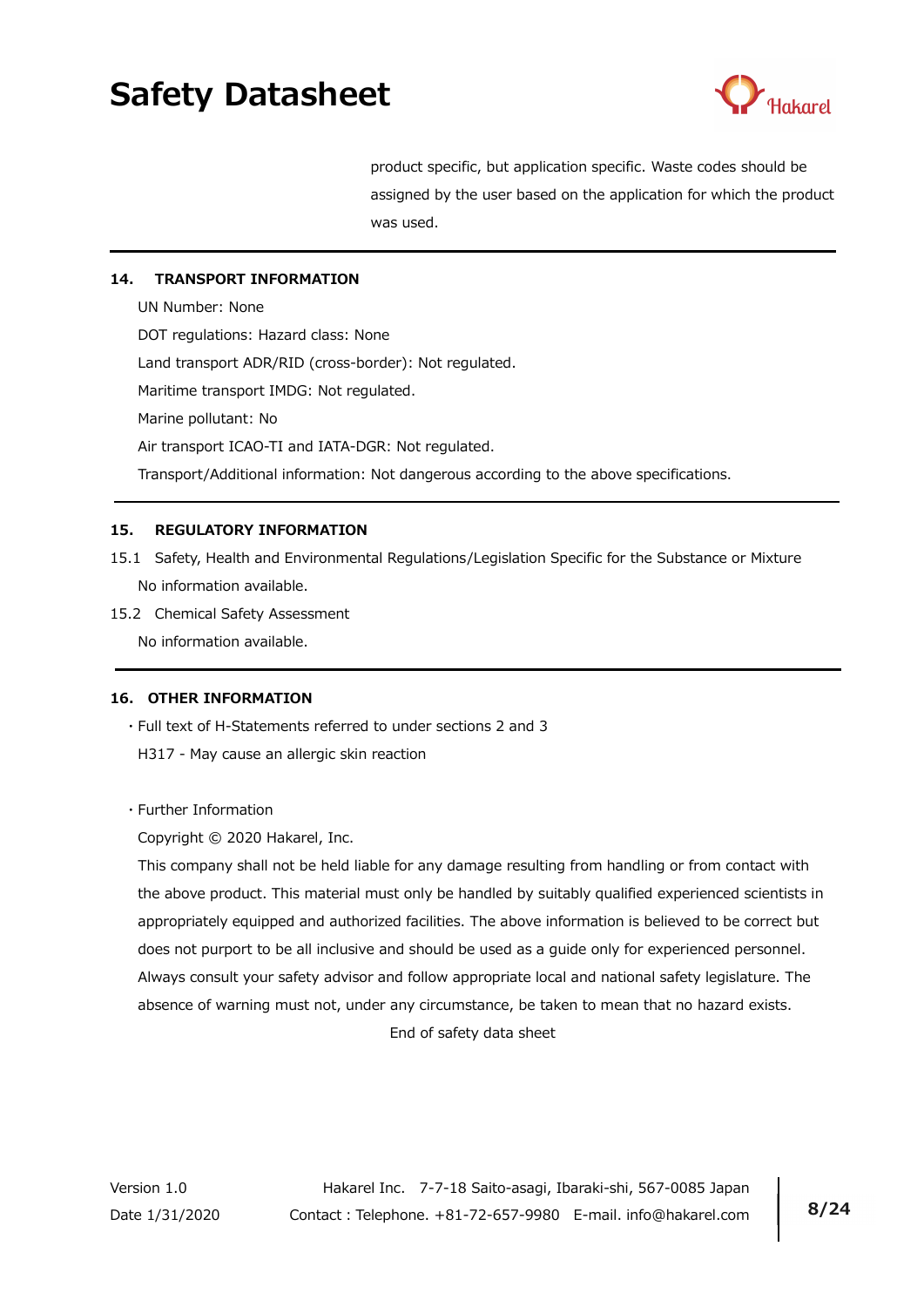product specific, but application specific. Waste codes should be assigned by the user based on the application for which the product was used.

## 14. TRANSPORT INFORMATION

UN Number: None

DOT regulations: Hazard class: None

Land transport ADR/RID (cross-border): Not regulated.

Maritime transport IMDG: Not regulated.

Marine pollutant: No

Air transport ICAO-TI and IATA-DGR: Not regulated.

Transport/Additional information: Not dangerous according to the above specifications.

## 15. REGULATORY INFORMATION

15.1 Safety, Health and Environmental Regulations/Legislation Specific for the Substance or Mixture

No information available.

15.2 Chemical Safety Assessment

No information available.

## 16. OTHER INFORMATION

・Full text of H-Statements referred to under sections 2 and 3

H317 - May cause an allergic skin reaction

・Further Information

Copyright © 2020 Hakarel, Inc.

This company shall not be held liable for any damage resulting from handling or from contact with the above product. This material must only be handled by suitably qualified experienced scientists in appropriately equipped and authorized facilities. The above information is believed to be correct but does not purport to be all inclusive and should be used as a guide only for experienced personnel. Always consult your safety advisor and follow appropriate local and national safety legislature. The absence of warning must not, under any circumstance, be taken to mean that no hazard exists.

End of safety data sheet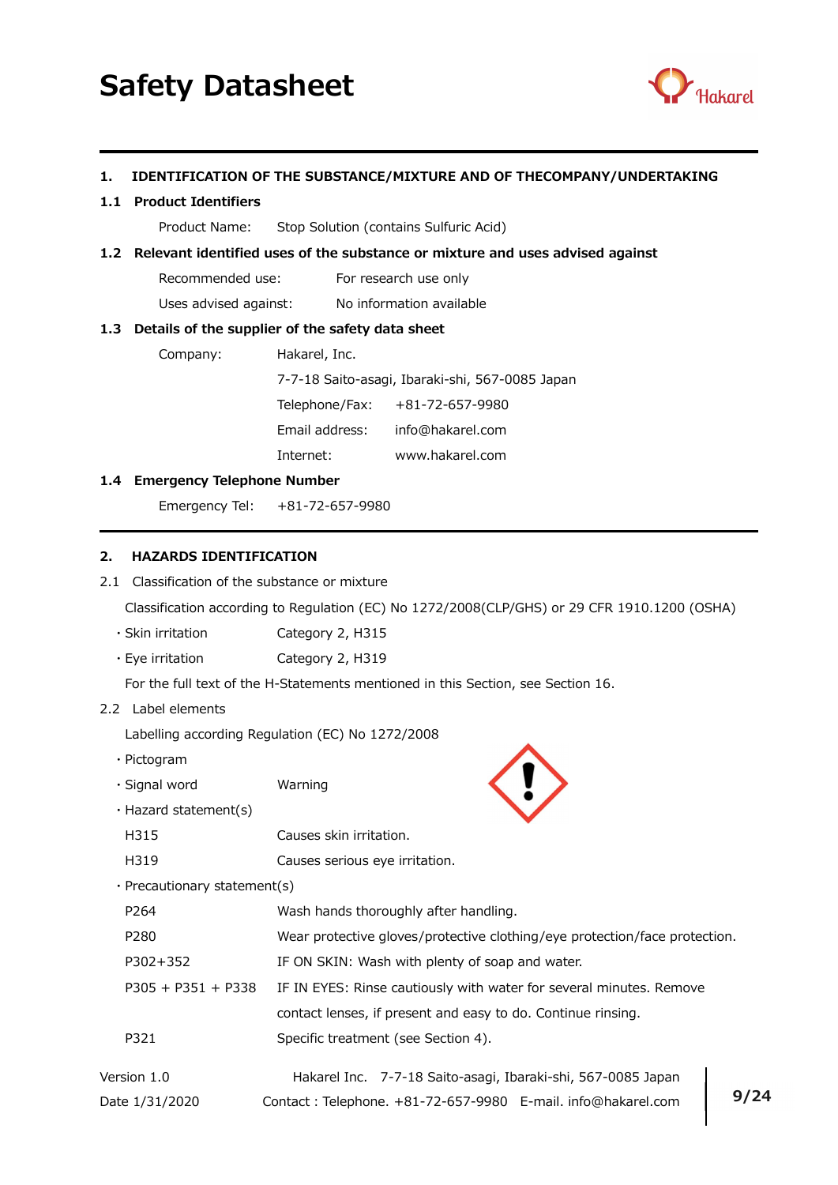# Safety Datasheet

## 1. IDENTIFICATION OF THE SUBSTANCE/MIXTURE AND OF THECOMPANY/UNDERTAKING

### 1.1 Product Identifiers

Product Name: Stop Solution (contains Sulfuric Acid)

### 1.2 Relevant identified uses of the substance or mixture and uses advised against

Recommended use: For research use only

Uses advised against: No information available

### 1.3 Details of the supplier of the safety data sheet

Company: Hakarel, Inc.

7-7-18 Saito-asagi, Ibaraki-shi, 567-0085 Japan

Telephone/Fax: +81-72-657-9980

Email address: info@hakarel.com

Internet: www.hakarel.com

### 1.4 Emergency Telephone Number

Emergency Tel: +81-72-657-9980

## 2. HAZARDS IDENTIFICATION

2.1 Classification of the substance or mixture

Classification according to Regulation (EC) No 1272/2008(CLP/GHS) or 29 CFR 1910.1200 (OSHA)

- Skin irritation Category 2, H315
- Eye irritation Category 2, H319

For the full text of the H-Statements mentioned in this Section, see Section 16.

2.2 Label elements

Labelling according Regulation (EC) No 1272/2008

- Pictogram
- Signal word Warning
- Hazard statement(s)

| | |
|---|---|
| H315 | Causes skin irritation. |
| H319 | Causes serious eye irritation. |

- Precautionary statement(s)

| | |
|---|---|
| P264 | Wash hands thoroughly after handling. |
| P280 | Wear protective gloves/protective clothing/eye protection/face protection. |
| P302+352 | IF ON SKIN: Wash with plenty of soap and water. |
| P305 + P351 + P338 | IF IN EYES: Rinse cautiously with water for several minutes. Remove contact lenses, if present and easy to do. Continue rinsing. |
| P321 | Specific treatment (see Section 4). |

Version 1.0 Hakarel Inc. 7-7-18 Saito-asagi, Ibaraki-shi, 567-0085 Japan

Date 1/31/2020 Contact : Telephone. +81-72-657-9980 E-mail. info@hakarel.com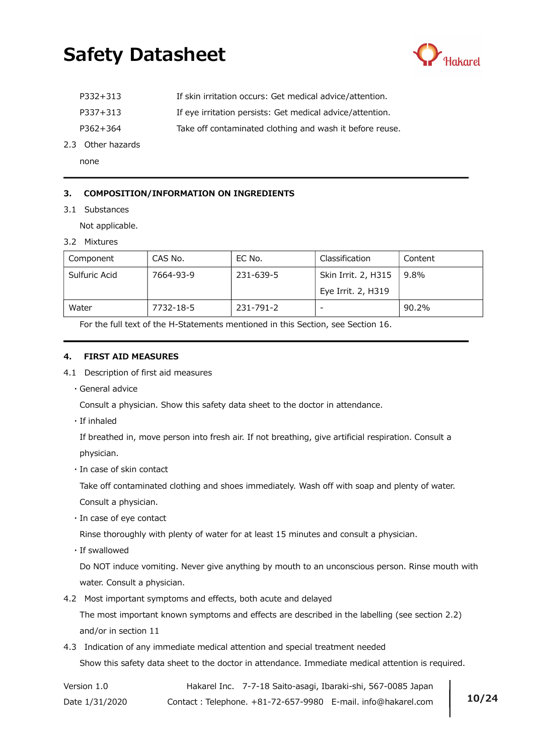| | |
|---|---|
| P332+313 | If skin irritation occurs: Get medical advice/attention. |
| P337+313 | If eye irritation persists: Get medical advice/attention. |
| P362+364 | Take off contaminated clothing and wash it before reuse. |

2.3 Other hazards

none

## 3. COMPOSITION/INFORMATION ON INGREDIENTS

3.1 Substances

Not applicable.

3.2 Mixtures

| Component | CAS No. | EC No. | Classification | Content |
|---|---|---|---|---|
| Sulfuric Acid | 7664-93-9 | 231-639-5 | Skin Irrit. 2, H315<br>Eye Irrit. 2, H319 | 9.8% |
| Water | 7732-18-5 | 231-791-2 | - | 90.2% |

For the full text of the H-Statements mentioned in this Section, see Section 16.

## 4. FIRST AID MEASURES

4.1 Description of first aid measures

・General advice

Consult a physician. Show this safety data sheet to the doctor in attendance.

・If inhaled

If breathed in, move person into fresh air. If not breathing, give artificial respiration. Consult a physician.

・In case of skin contact

Take off contaminated clothing and shoes immediately. Wash off with soap and plenty of water. Consult a physician.

・In case of eye contact

Rinse thoroughly with plenty of water for at least 15 minutes and consult a physician.

・If swallowed

Do NOT induce vomiting. Never give anything by mouth to an unconscious person. Rinse mouth with water. Consult a physician.

4.2 Most important symptoms and effects, both acute and delayed

The most important known symptoms and effects are described in the labelling (see section 2.2) and/or in section 11

4.3 Indication of any immediate medical attention and special treatment needed

Show this safety data sheet to the doctor in attendance. Immediate medical attention is required.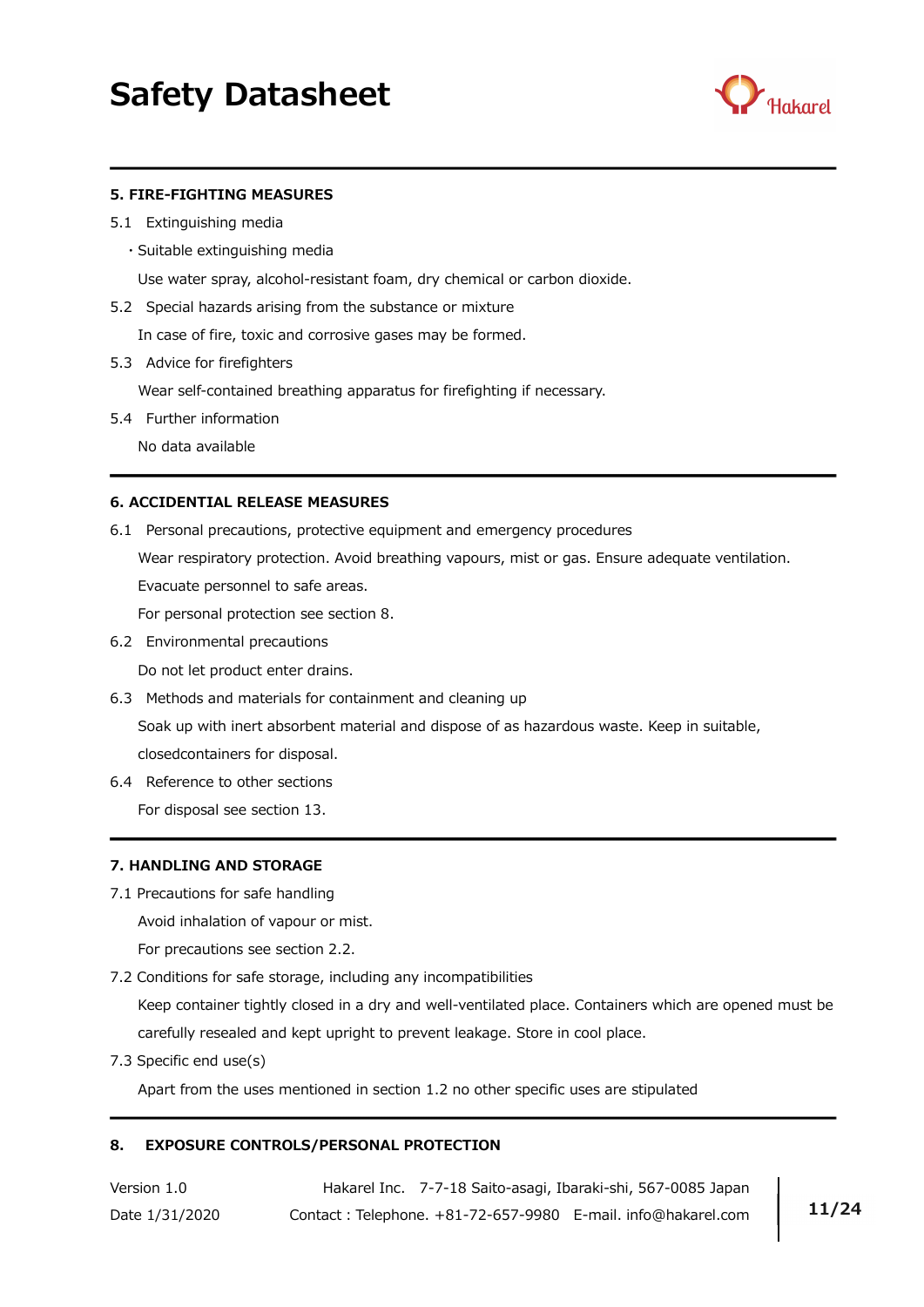## 5. FIRE-FIGHTING MEASURES

5.1 Extinguishing media

・Suitable extinguishing media

Use water spray, alcohol-resistant foam, dry chemical or carbon dioxide.

5.2 Special hazards arising from the substance or mixture

In case of fire, toxic and corrosive gases may be formed.

5.3 Advice for firefighters

Wear self-contained breathing apparatus for firefighting if necessary.

5.4 Further information

No data available

## 6. ACCIDENTIAL RELEASE MEASURES

6.1 Personal precautions, protective equipment and emergency procedures

Wear respiratory protection. Avoid breathing vapours, mist or gas. Ensure adequate ventilation.

Evacuate personnel to safe areas.

For personal protection see section 8.

6.2 Environmental precautions

Do not let product enter drains.

6.3 Methods and materials for containment and cleaning up

Soak up with inert absorbent material and dispose of as hazardous waste. Keep in suitable, closedcontainers for disposal.

6.4 Reference to other sections

For disposal see section 13.

## 7. HANDLING AND STORAGE

7.1 Precautions for safe handling

Avoid inhalation of vapour or mist.

For precautions see section 2.2.

7.2 Conditions for safe storage, including any incompatibilities

Keep container tightly closed in a dry and well-ventilated place. Containers which are opened must be carefully resealed and kept upright to prevent leakage. Store in cool place.

7.3 Specific end use(s)

Apart from the uses mentioned in section 1.2 no other specific uses are stipulated

## 8. EXPOSURE CONTROLS/PERSONAL PROTECTION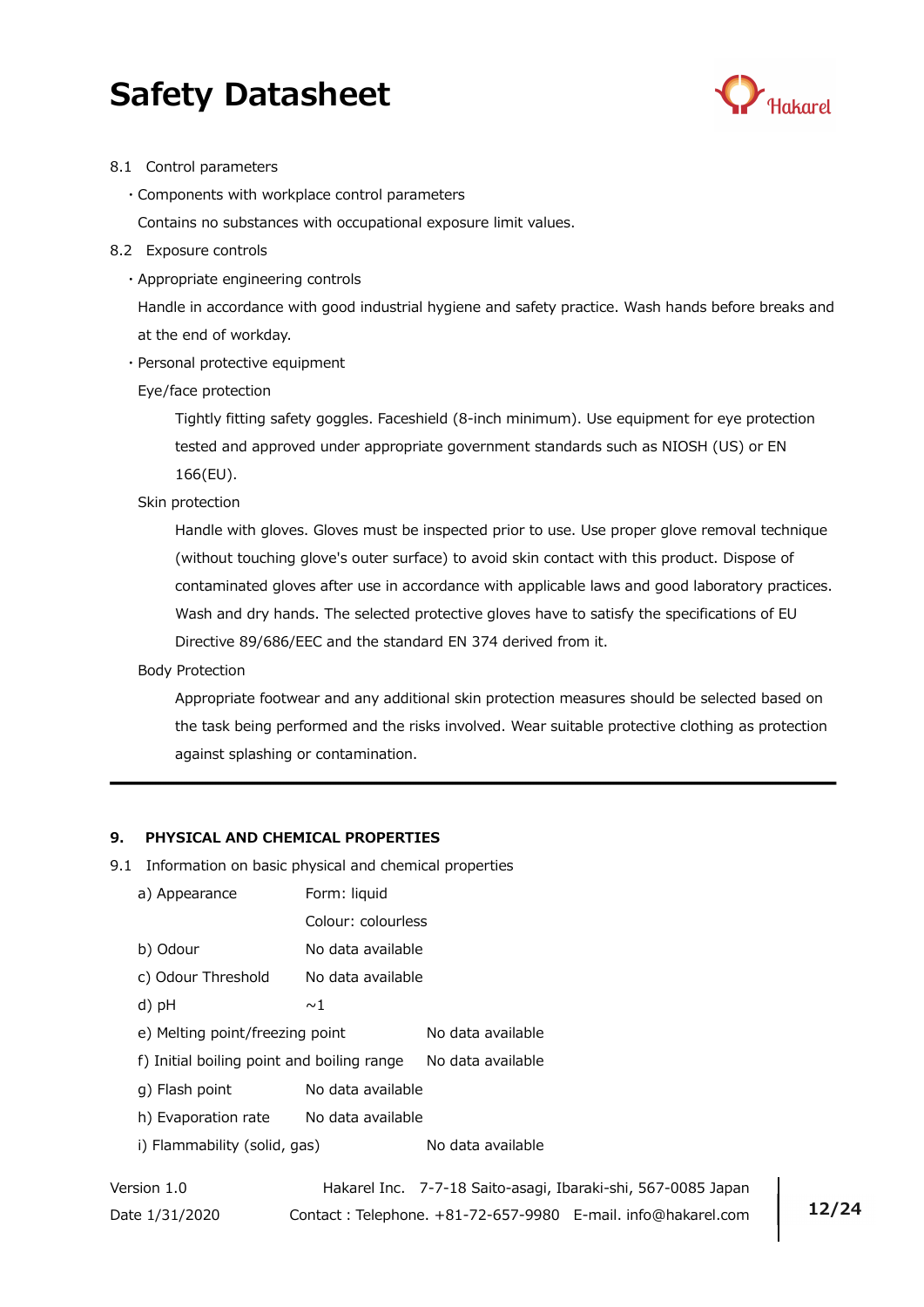8.1 Control parameters

- Components with workplace control parameters

Contains no substances with occupational exposure limit values.

8.2 Exposure controls

- Appropriate engineering controls

Handle in accordance with good industrial hygiene and safety practice. Wash hands before breaks and at the end of workday.

- Personal protective equipment

Eye/face protection

Tightly fitting safety goggles. Faceshield (8-inch minimum). Use equipment for eye protection tested and approved under appropriate government standards such as NIOSH (US) or EN 166(EU).

Skin protection

Handle with gloves. Gloves must be inspected prior to use. Use proper glove removal technique (without touching glove's outer surface) to avoid skin contact with this product. Dispose of contaminated gloves after use in accordance with applicable laws and good laboratory practices. Wash and dry hands. The selected protective gloves have to satisfy the specifications of EU Directive 89/686/EEC and the standard EN 374 derived from it.

Body Protection

Appropriate footwear and any additional skin protection measures should be selected based on the task being performed and the risks involved. Wear suitable protective clothing as protection against splashing or contamination.

---

## 9. PHYSICAL AND CHEMICAL PROPERTIES

9.1 Information on basic physical and chemical properties

| | |
|---|---|
| a) Appearance | Form: liquid |
| | Colour: colourless |
| b) Odour | No data available |
| c) Odour Threshold | No data available |
| d) pH | ~1 |
| e) Melting point/freezing point | No data available |
| f) Initial boiling point and boiling range | No data available |
| g) Flash point | No data available |
| h) Evaporation rate | No data available |
| i) Flammability (solid, gas) | No data available |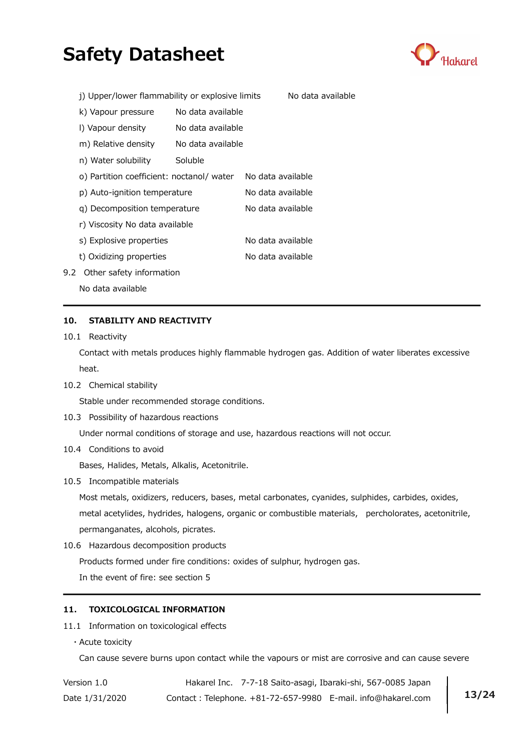j) Upper/lower flammability or explosive limits No data available

k) Vapour pressure No data available

l) Vapour density No data available

m) Relative density No data available

n) Water solubility Soluble

o) Partition coefficient: noctanol/ water No data available

p) Auto-ignition temperature No data available

q) Decomposition temperature No data available

r) Viscosity No data available

s) Explosive properties No data available

t) Oxidizing properties No data available

9.2 Other safety information

No data available

---

## 10. STABILITY AND REACTIVITY

10.1 Reactivity

Contact with metals produces highly flammable hydrogen gas. Addition of water liberates excessive heat.

10.2 Chemical stability

Stable under recommended storage conditions.

10.3 Possibility of hazardous reactions

Under normal conditions of storage and use, hazardous reactions will not occur.

10.4 Conditions to avoid

Bases, Halides, Metals, Alkalis, Acetonitrile.

10.5 Incompatible materials

Most metals, oxidizers, reducers, bases, metal carbonates, cyanides, sulphides, carbides, oxides, metal acetylides, hydrides, halogens, organic or combustible materials, percholorates, acetonitrile, permanganates, alcohols, picrates.

10.6 Hazardous decomposition products

Products formed under fire conditions: oxides of sulphur, hydrogen gas.

In the event of fire: see section 5

---

## 11. TOXICOLOGICAL INFORMATION

11.1 Information on toxicological effects

・Acute toxicity

Can cause severe burns upon contact while the vapours or mist are corrosive and can cause severe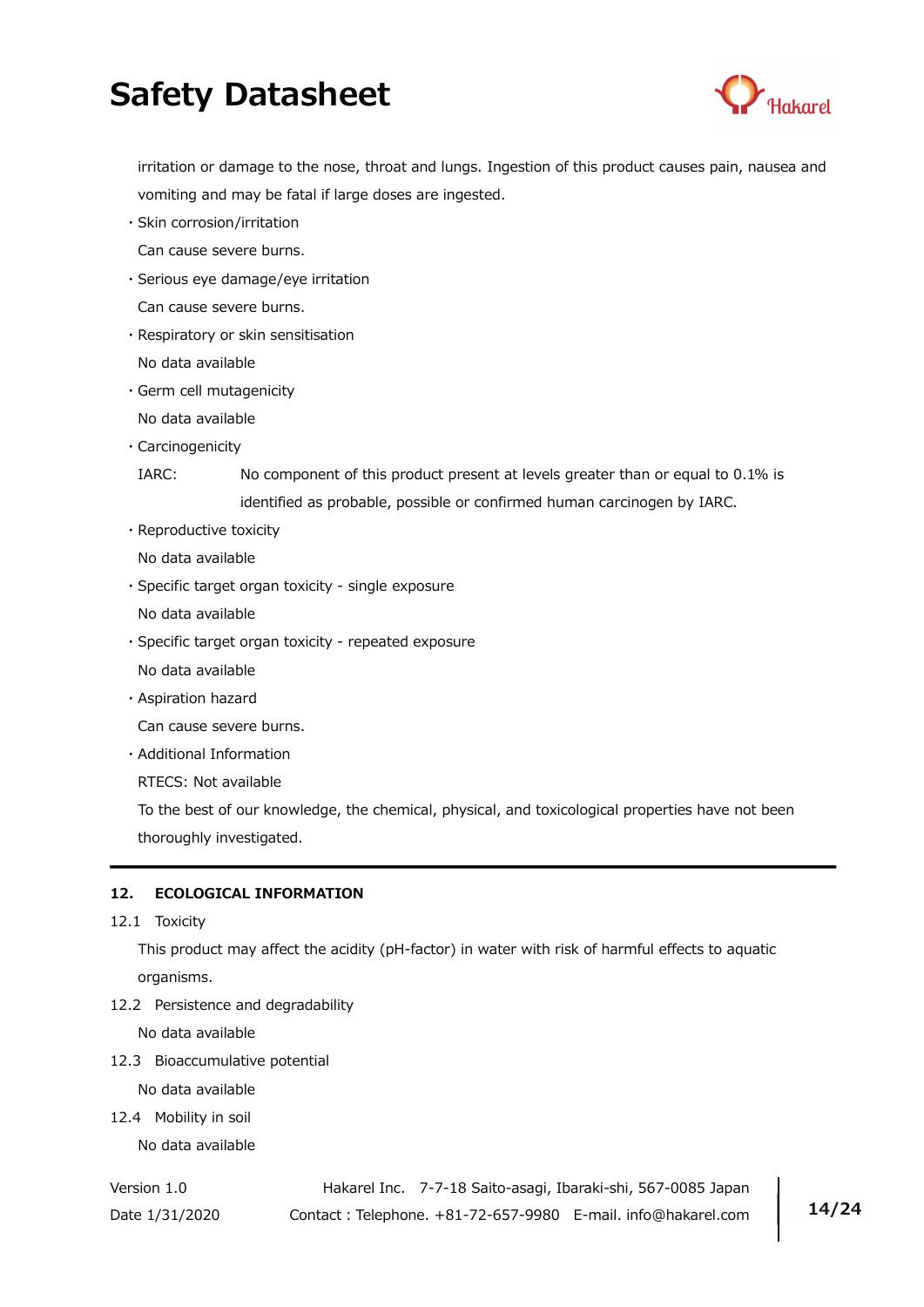irritation or damage to the nose, throat and lungs. Ingestion of this product causes pain, nausea and vomiting and may be fatal if large doses are ingested.

- Skin corrosion/irritation

  Can cause severe burns.

- Serious eye damage/eye irritation

  Can cause severe burns.

- Respiratory or skin sensitisation

  No data available

- Germ cell mutagenicity

  No data available

- Carcinogenicity

  IARC: No component of this product present at levels greater than or equal to 0.1% is identified as probable, possible or confirmed human carcinogen by IARC.

- Reproductive toxicity

  No data available

- Specific target organ toxicity - single exposure

  No data available

- Specific target organ toxicity - repeated exposure

  No data available

- Aspiration hazard

  Can cause severe burns.

- Additional Information

  RTECS: Not available

  To the best of our knowledge, the chemical, physical, and toxicological properties have not been thoroughly investigated.

## 12. ECOLOGICAL INFORMATION

12.1 Toxicity

This product may affect the acidity (pH-factor) in water with risk of harmful effects to aquatic organisms.

12.2 Persistence and degradability

No data available

12.3 Bioaccumulative potential

No data available

12.4 Mobility in soil

No data available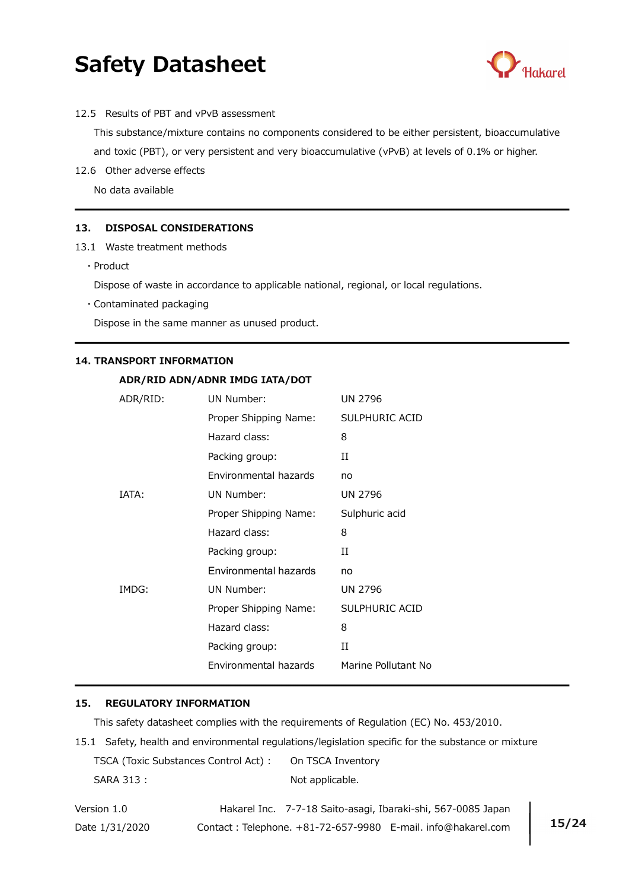12.5 Results of PBT and vPvB assessment

This substance/mixture contains no components considered to be either persistent, bioaccumulative and toxic (PBT), or very persistent and very bioaccumulative (vPvB) at levels of 0.1% or higher.

12.6 Other adverse effects

No data available

---

## 13. DISPOSAL CONSIDERATIONS

13.1 Waste treatment methods

・Product

Dispose of waste in accordance to applicable national, regional, or local regulations.

・Contaminated packaging

Dispose in the same manner as unused product.

---

## 14. TRANSPORT INFORMATION

**ADR/RID ADN/ADNR IMDG IATA/DOT**

| | | |
|---|---|---|
| ADR/RID: | UN Number: | UN 2796 |
| | Proper Shipping Name: | SULPHURIC ACID |
| | Hazard class: | 8 |
| | Packing group: | II |
| | Environmental hazards | no |
| IATA: | UN Number: | UN 2796 |
| | Proper Shipping Name: | Sulphuric acid |
| | Hazard class: | 8 |
| | Packing group: | II |
| | Environmental hazards | no |
| IMDG: | UN Number: | UN 2796 |
| | Proper Shipping Name: | SULPHURIC ACID |
| | Hazard class: | 8 |
| | Packing group: | II |
| | Environmental hazards | Marine Pollutant No |

---

## 15. REGULATORY INFORMATION

This safety datasheet complies with the requirements of Regulation (EC) No. 453/2010.

15.1 Safety, health and environmental regulations/legislation specific for the substance or mixture

TSCA (Toxic Substances Control Act) : On TSCA Inventory

SARA 313 : Not applicable.

Version 1.0 Hakarel Inc. 7-7-18 Saito-asagi, Ibaraki-shi, 567-0085 Japan

Date 1/31/2020 Contact : Telephone. +81-72-657-9980 E-mail. info@hakarel.com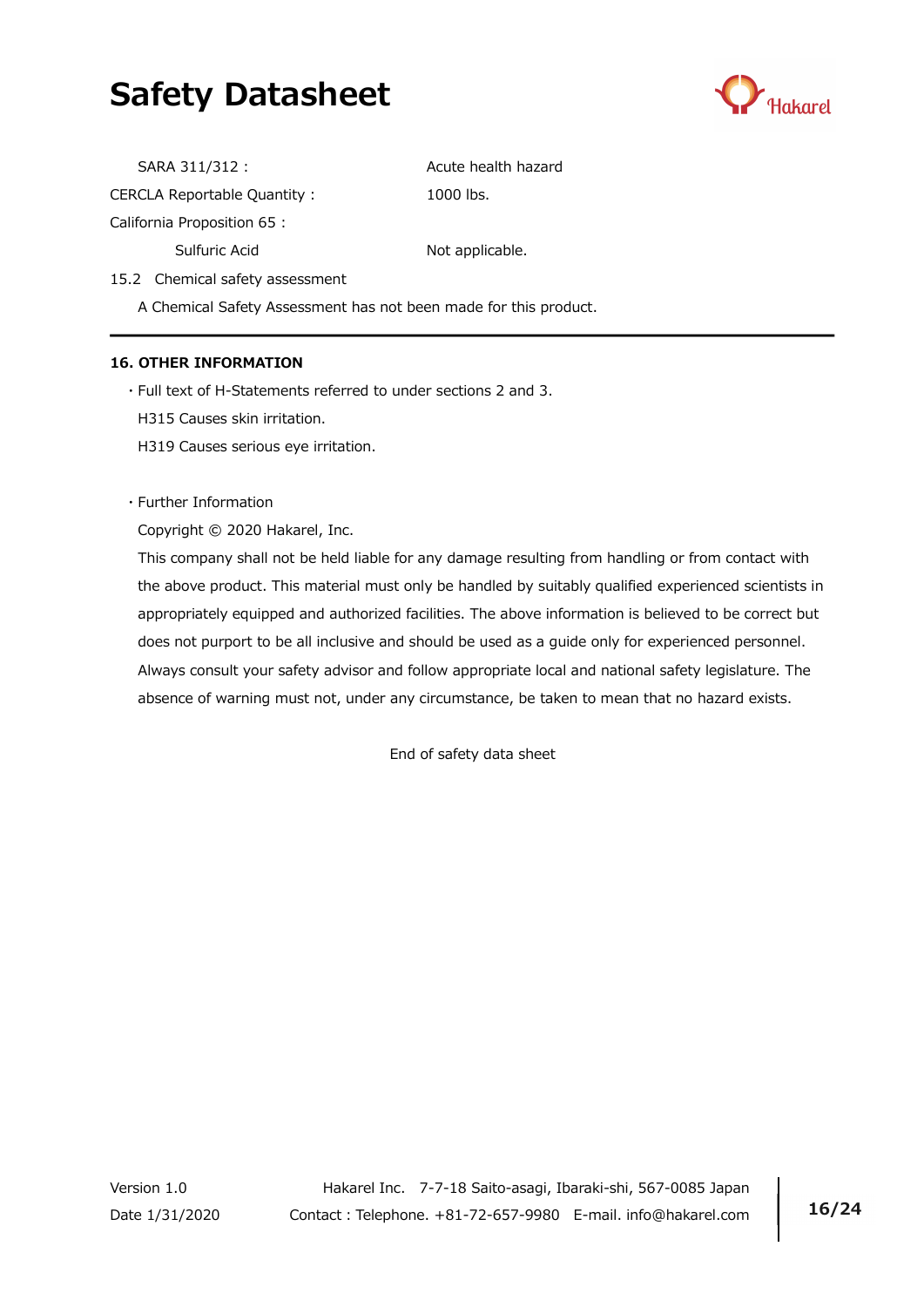SARA 311/312 : Acute health hazard

CERCLA Reportable Quantity : 1000 lbs.

California Proposition 65 :

Sulfuric Acid Not applicable.

15.2 Chemical safety assessment

A Chemical Safety Assessment has not been made for this product.

---

## 16. OTHER INFORMATION

・Full text of H-Statements referred to under sections 2 and 3.

H315 Causes skin irritation.

H319 Causes serious eye irritation.

・Further Information

Copyright © 2020 Hakarel, Inc.

This company shall not be held liable for any damage resulting from handling or from contact with the above product. This material must only be handled by suitably qualified experienced scientists in appropriately equipped and authorized facilities. The above information is believed to be correct but does not purport to be all inclusive and should be used as a guide only for experienced personnel. Always consult your safety advisor and follow appropriate local and national safety legislature. The absence of warning must not, under any circumstance, be taken to mean that no hazard exists.

End of safety data sheet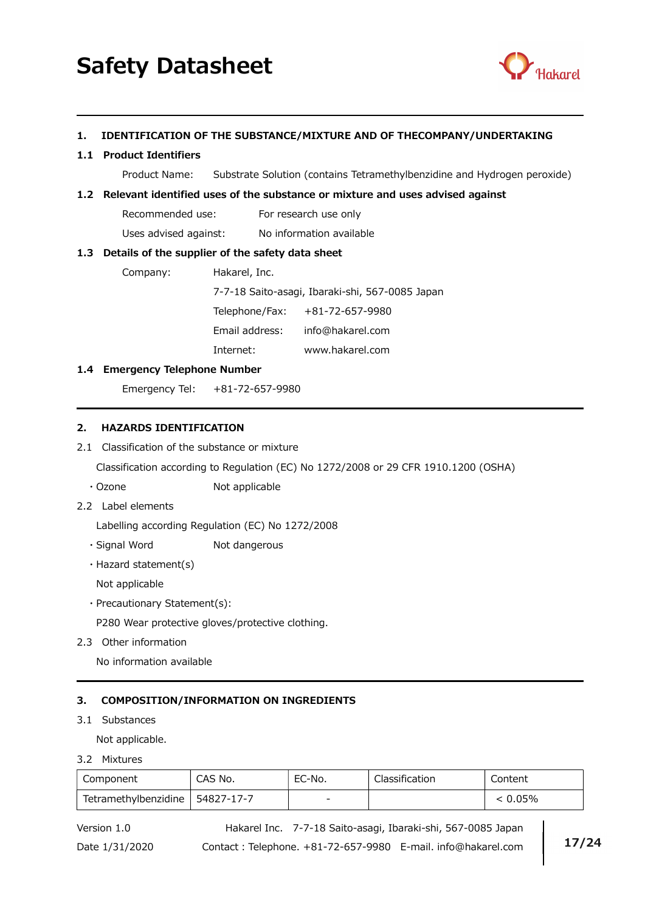# Safety Datasheet

## 1. IDENTIFICATION OF THE SUBSTANCE/MIXTURE AND OF THECOMPANY/UNDERTAKING

### 1.1 Product Identifiers

Product Name: Substrate Solution (contains Tetramethylbenzidine and Hydrogen peroxide)

### 1.2 Relevant identified uses of the substance or mixture and uses advised against

Recommended use: For research use only

Uses advised against: No information available

### 1.3 Details of the supplier of the safety data sheet

Company: Hakarel, Inc.

7-7-18 Saito-asagi, Ibaraki-shi, 567-0085 Japan

Telephone/Fax: +81-72-657-9980

Email address: info@hakarel.com

Internet: www.hakarel.com

### 1.4 Emergency Telephone Number

Emergency Tel: +81-72-657-9980

## 2. HAZARDS IDENTIFICATION

2.1 Classification of the substance or mixture

Classification according to Regulation (EC) No 1272/2008 or 29 CFR 1910.1200 (OSHA)

- Ozone Not applicable

2.2 Label elements

Labelling according Regulation (EC) No 1272/2008

- Signal Word Not dangerous
- Hazard statement(s)

Not applicable

- Precautionary Statement(s):

P280 Wear protective gloves/protective clothing.

2.3 Other information

No information available

## 3. COMPOSITION/INFORMATION ON INGREDIENTS

3.1 Substances

Not applicable.

3.2 Mixtures

| Component | CAS No. | EC-No. | Classification | Content |
|---|---|---|---|---|
| Tetramethylbenzidine | 54827-17-7 | - | | < 0.05% |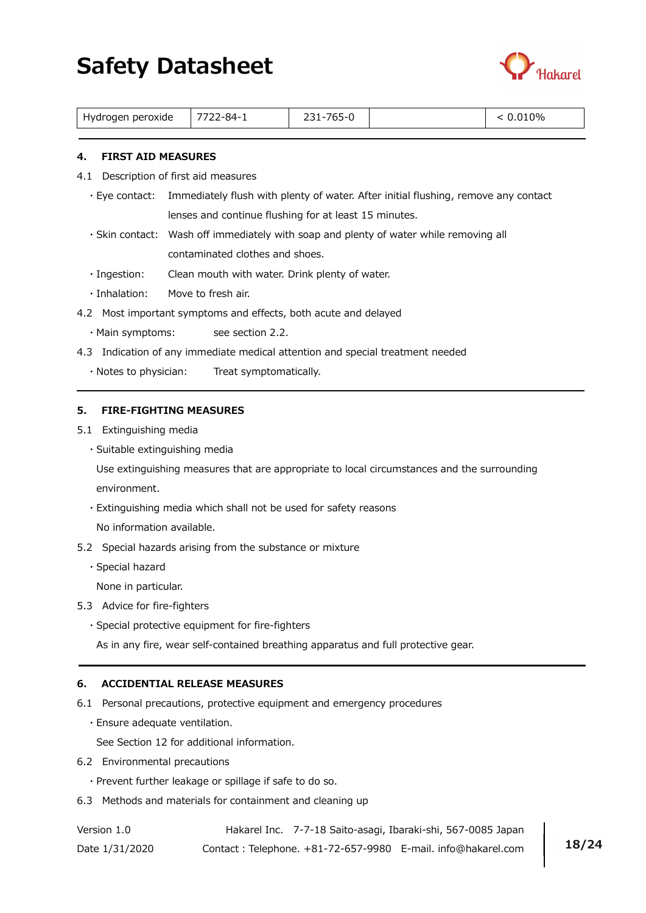| Hydrogen peroxide | 7722-84-1 | 231-765-0 | | < 0.010% |
|---|---|---|---|---|

## 4. FIRST AID MEASURES

4.1 Description of first aid measures

- Eye contact: Immediately flush with plenty of water. After initial flushing, remove any contact lenses and continue flushing for at least 15 minutes.
- Skin contact: Wash off immediately with soap and plenty of water while removing all contaminated clothes and shoes.
- Ingestion: Clean mouth with water. Drink plenty of water.
- Inhalation: Move to fresh air.

4.2 Most important symptoms and effects, both acute and delayed

- Main symptoms: see section 2.2.

4.3 Indication of any immediate medical attention and special treatment needed

- Notes to physician: Treat symptomatically.

## 5. FIRE-FIGHTING MEASURES

5.1 Extinguishing media

- Suitable extinguishing media

  Use extinguishing measures that are appropriate to local circumstances and the surrounding environment.

- Extinguishing media which shall not be used for safety reasons

  No information available.

5.2 Special hazards arising from the substance or mixture

- Special hazard

  None in particular.

5.3 Advice for fire-fighters

- Special protective equipment for fire-fighters

  As in any fire, wear self-contained breathing apparatus and full protective gear.

## 6. ACCIDENTIAL RELEASE MEASURES

6.1 Personal precautions, protective equipment and emergency procedures

- Ensure adequate ventilation.

  See Section 12 for additional information.

6.2 Environmental precautions

- Prevent further leakage or spillage if safe to do so.

6.3 Methods and materials for containment and cleaning up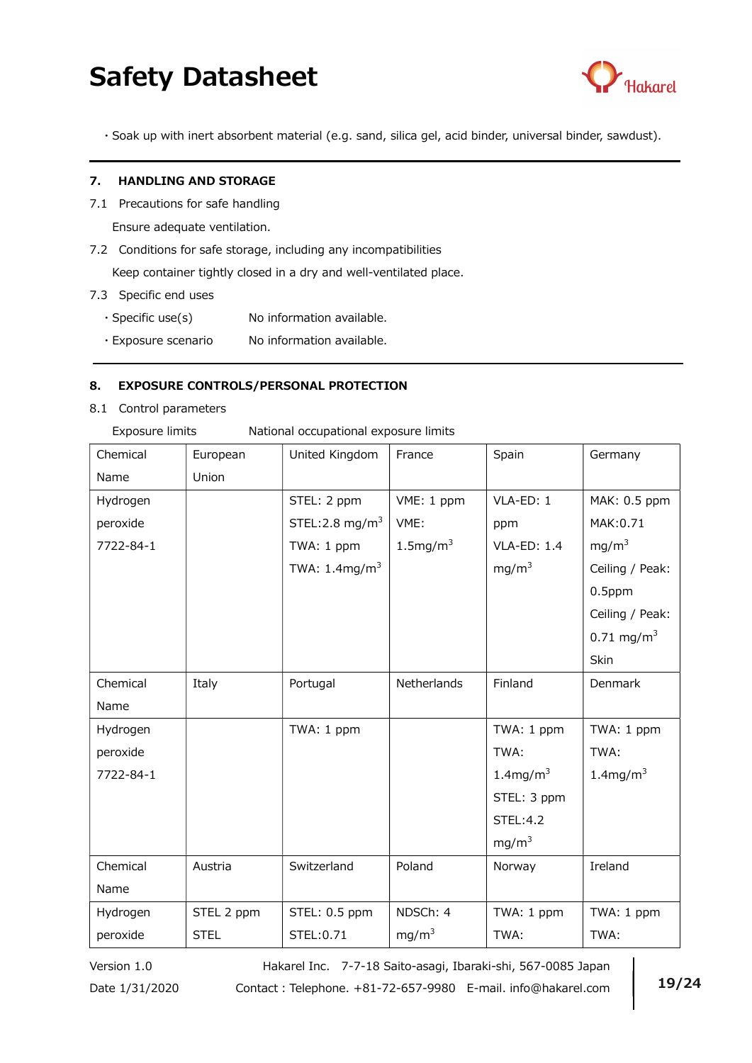・Soak up with inert absorbent material (e.g. sand, silica gel, acid binder, universal binder, sawdust).

## 7. HANDLING AND STORAGE

7.1 Precautions for safe handling

Ensure adequate ventilation.

7.2 Conditions for safe storage, including any incompatibilities

Keep container tightly closed in a dry and well-ventilated place.

7.3 Specific end uses

・Specific use(s) No information available.

・Exposure scenario No information available.

## 8. EXPOSURE CONTROLS/PERSONAL PROTECTION

8.1 Control parameters

Exposure limits National occupational exposure limits

| Chemical Name | European Union | United Kingdom | France | Spain | Germany |
|---|---|---|---|---|---|
| Hydrogen peroxide 7722-84-1 | | STEL: 2 ppm STEL:2.8 mg/m$^3$ TWA: 1 ppm TWA: 1.4mg/m$^3$ | VME: 1 ppm VME: 1.5mg/m$^3$ | VLA-ED: 1 ppm VLA-ED: 1.4 mg/m$^3$ | MAK: 0.5 ppm MAK:0.71 mg/m$^3$ Ceiling / Peak: 0.5ppm Ceiling / Peak: 0.71 mg/m$^3$ Skin |
| **Chemical Name** | **Italy** | **Portugal** | **Netherlands** | **Finland** | **Denmark** |
| Hydrogen peroxide 7722-84-1 | | TWA: 1 ppm | | TWA: 1 ppm TWA: 1.4mg/m$^3$ STEL: 3 ppm STEL:4.2 mg/m$^3$ | TWA: 1 ppm TWA: 1.4mg/m$^3$ |
| **Chemical Name** | **Austria** | **Switzerland** | **Poland** | **Norway** | **Ireland** |
| Hydrogen peroxide | STEL 2 ppm STEL | STEL: 0.5 ppm STEL:0.71 | NDSCh: 4 mg/m$^3$ | TWA: 1 ppm TWA: | TWA: 1 ppm TWA: |

Version 1.0
Date 1/31/2020

Hakarel Inc. 7-7-18 Saito-asagi, Ibaraki-shi, 567-0085 Japan
Contact : Telephone. +81-72-657-9980 E-mail. info@hakarel.com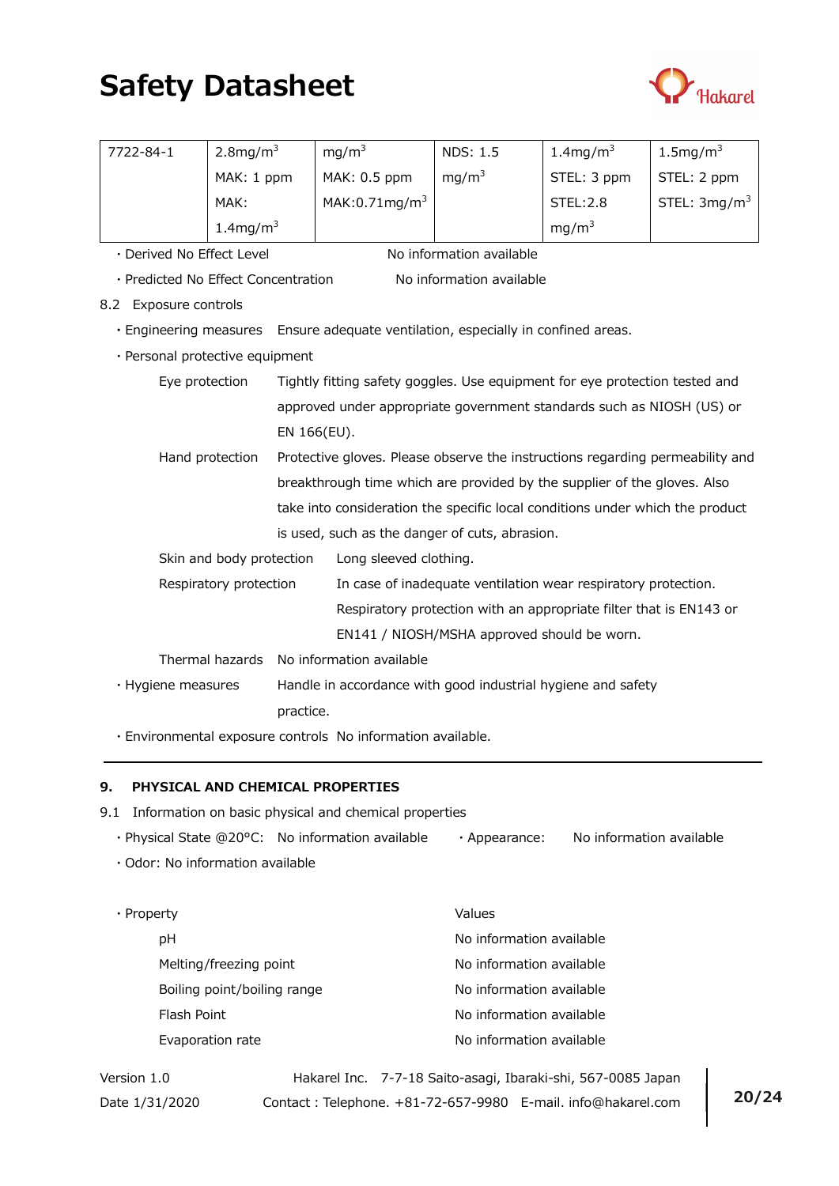| 7722-84-1 | $2.8mg/m^3$ MAK: 1 ppm MAK: $1.4mg/m^3$ | $mg/m^3$ MAK: 0.5 ppm MAK:$0.71mg/m^3$ | NDS: 1.5 $mg/m^3$ | $1.4mg/m^3$ STEL: 3 ppm STEL:2.8 $mg/m^3$ | $1.5mg/m^3$ STEL: 2 ppm STEL: $3mg/m^3$ |
|---|---|---|---|---|---|

- Derived No Effect Level: No information available
- Predicted No Effect Concentration: No information available

8.2 Exposure controls

- Engineering measures: Ensure adequate ventilation, especially in confined areas.
- Personal protective equipment
  - Eye protection: Tightly fitting safety goggles. Use equipment for eye protection tested and approved under appropriate government standards such as NIOSH (US) or EN 166(EU).
  - Hand protection: Protective gloves. Please observe the instructions regarding permeability and breakthrough time which are provided by the supplier of the gloves. Also take into consideration the specific local conditions under which the product is used, such as the danger of cuts, abrasion.
  - Skin and body protection: Long sleeved clothing.
  - Respiratory protection: In case of inadequate ventilation wear respiratory protection. Respiratory protection with an appropriate filter that is EN143 or EN141 / NIOSH/MSHA approved should be worn.
  - Thermal hazards: No information available
- Hygiene measures: Handle in accordance with good industrial hygiene and safety practice.
- Environmental exposure controls: No information available.

---

## 9. PHYSICAL AND CHEMICAL PROPERTIES

9.1 Information on basic physical and chemical properties

- Physical State @20°C: No information available
- Appearance: No information available
- Odor: No information available

| Property | Values |
|---|---|
| pH | No information available |
| Melting/freezing point | No information available |
| Boiling point/boiling range | No information available |
| Flash Point | No information available |
| Evaporation rate | No information available |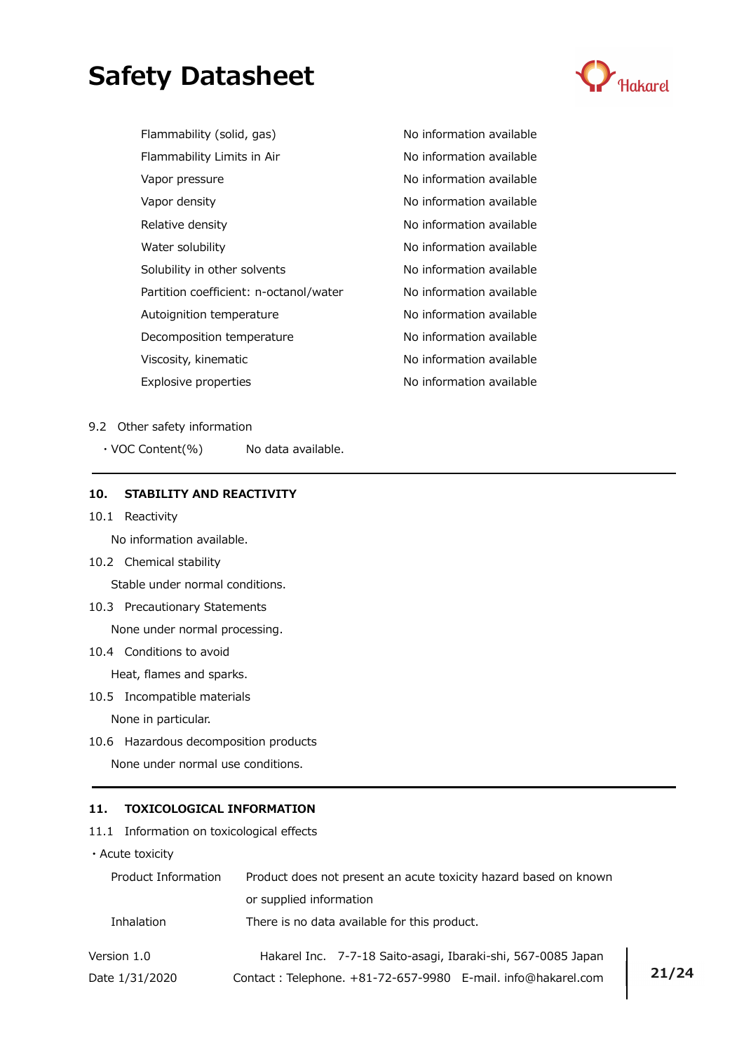| | |
|---|---|
| Flammability (solid, gas) | No information available |
| Flammability Limits in Air | No information available |
| Vapor pressure | No information available |
| Vapor density | No information available |
| Relative density | No information available |
| Water solubility | No information available |
| Solubility in other solvents | No information available |
| Partition coefficient: n-octanol/water | No information available |
| Autoignition temperature | No information available |
| Decomposition temperature | No information available |
| Viscosity, kinematic | No information available |
| Explosive properties | No information available |

9.2 Other safety information

・VOC Content(%) No data available.

## 10. STABILITY AND REACTIVITY

10.1 Reactivity

No information available.

10.2 Chemical stability

Stable under normal conditions.

10.3 Precautionary Statements

None under normal processing.

10.4 Conditions to avoid

Heat, flames and sparks.

10.5 Incompatible materials

None in particular.

10.6 Hazardous decomposition products

None under normal use conditions.

## 11. TOXICOLOGICAL INFORMATION

11.1 Information on toxicological effects

・Acute toxicity

| | |
|---|---|
| Product Information | Product does not present an acute toxicity hazard based on known or supplied information |
| Inhalation | There is no data available for this product. |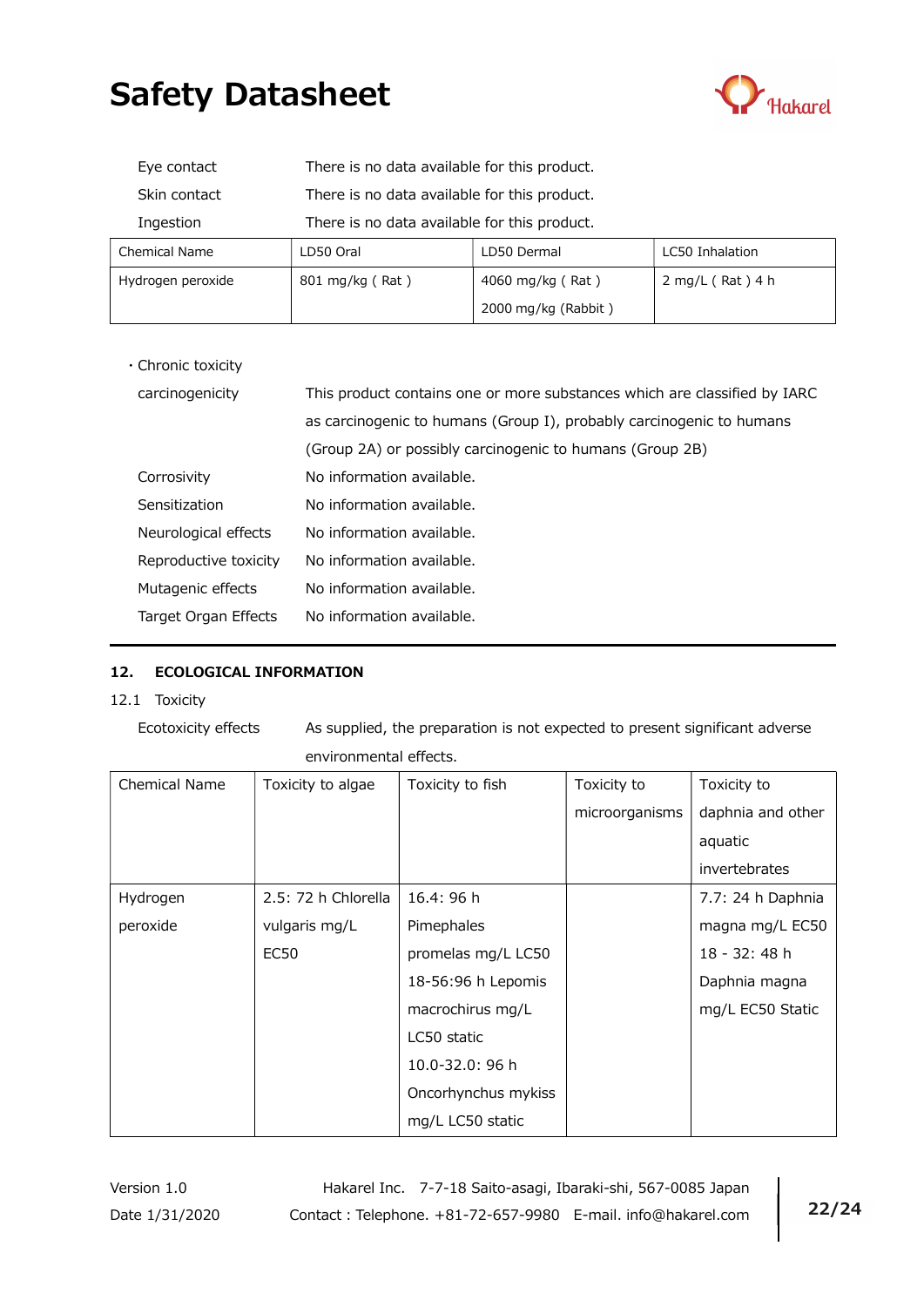| | |
|---|---|
| Eye contact | There is no data available for this product. |
| Skin contact | There is no data available for this product. |
| Ingestion | There is no data available for this product. |

| Chemical Name | LD50 Oral | LD50 Dermal | LC50 Inhalation |
|---|---|---|---|
| Hydrogen peroxide | 801 mg/kg ( Rat ) | 4060 mg/kg ( Rat )<br>2000 mg/kg (Rabbit ) | 2 mg/L ( Rat ) 4 h |

・Chronic toxicity

| | |
|---|---|
| carcinogenicity | This product contains one or more substances which are classified by IARC as carcinogenic to humans (Group I), probably carcinogenic to humans (Group 2A) or possibly carcinogenic to humans (Group 2B) |
| Corrosivity | No information available. |
| Sensitization | No information available. |
| Neurological effects | No information available. |
| Reproductive toxicity | No information available. |
| Mutagenic effects | No information available. |
| Target Organ Effects | No information available. |

## 12. ECOLOGICAL INFORMATION

### 12.1 Toxicity

Ecotoxicity effects: As supplied, the preparation is not expected to present significant adverse environmental effects.

| Chemical Name | Toxicity to algae | Toxicity to fish | Toxicity to microorganisms | Toxicity to daphnia and other aquatic invertebrates |
|---|---|---|---|---|
| Hydrogen peroxide | 2.5: 72 h Chlorella vulgaris mg/L EC50 | 16.4: 96 h Pimephales promelas mg/L LC50<br>18-56:96 h Lepomis macrochirus mg/L LC50 static<br>10.0-32.0: 96 h Oncorhynchus mykiss mg/L LC50 static | | 7.7: 24 h Daphnia magna mg/L EC50<br>18 - 32: 48 h Daphnia magna mg/L EC50 Static |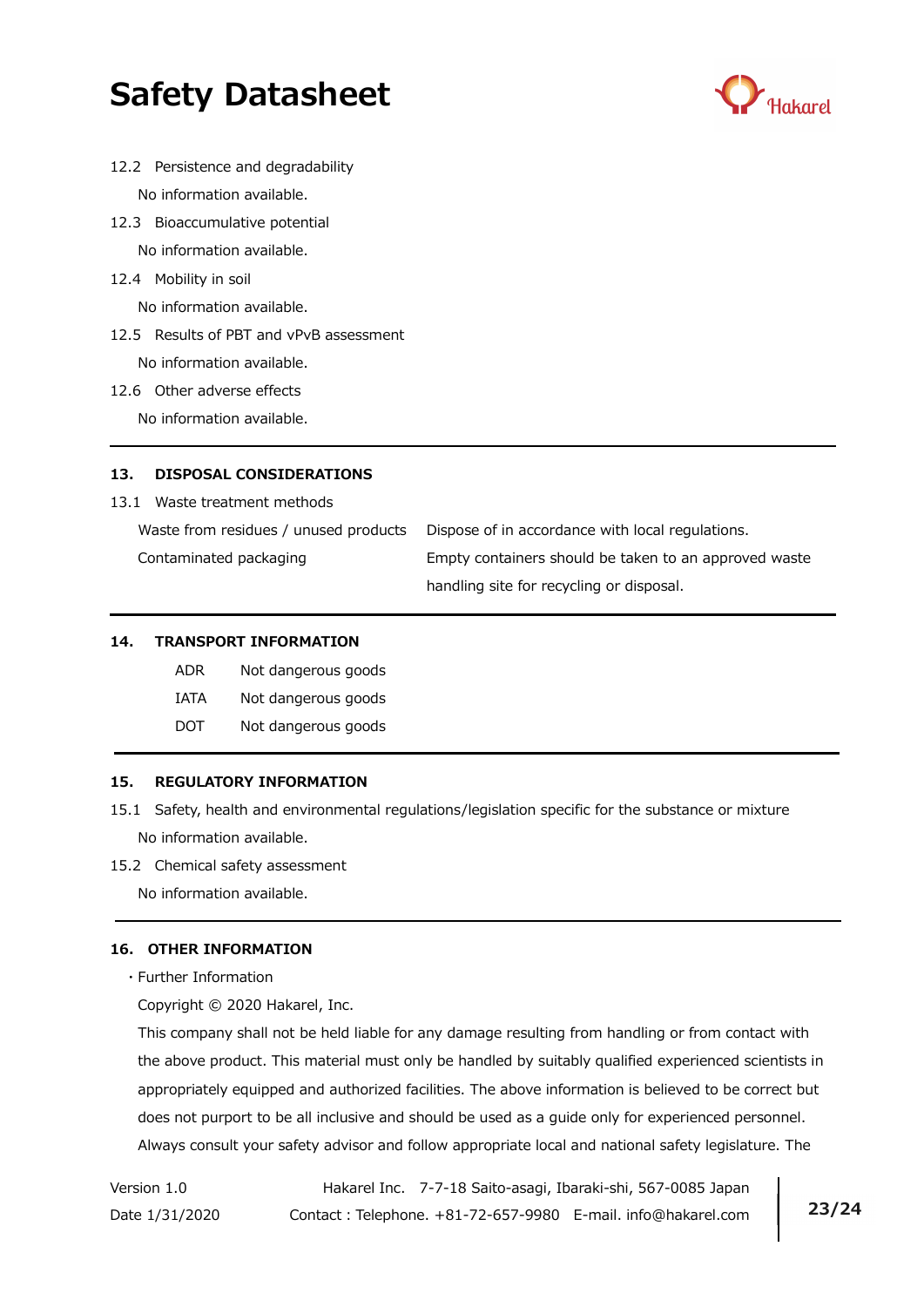12.2 Persistence and degradability

No information available.

12.3 Bioaccumulative potential

No information available.

12.4 Mobility in soil

No information available.

12.5 Results of PBT and vPvB assessment

No information available.

12.6 Other adverse effects

No information available.

## 13. DISPOSAL CONSIDERATIONS

13.1 Waste treatment methods

| | |
|---|---|
| Waste from residues / unused products | Dispose of in accordance with local regulations. |
| Contaminated packaging | Empty containers should be taken to an approved waste handling site for recycling or disposal. |

## 14. TRANSPORT INFORMATION

| | |
|---|---|
| ADR | Not dangerous goods |
| IATA | Not dangerous goods |
| DOT | Not dangerous goods |

## 15. REGULATORY INFORMATION

15.1 Safety, health and environmental regulations/legislation specific for the substance or mixture

No information available.

15.2 Chemical safety assessment

No information available.

## 16. OTHER INFORMATION

・Further Information

Copyright © 2020 Hakarel, Inc.

This company shall not be held liable for any damage resulting from handling or from contact with the above product. This material must only be handled by suitably qualified experienced scientists in appropriately equipped and authorized facilities. The above information is believed to be correct but does not purport to be all inclusive and should be used as a guide only for experienced personnel. Always consult your safety advisor and follow appropriate local and national safety legislature. The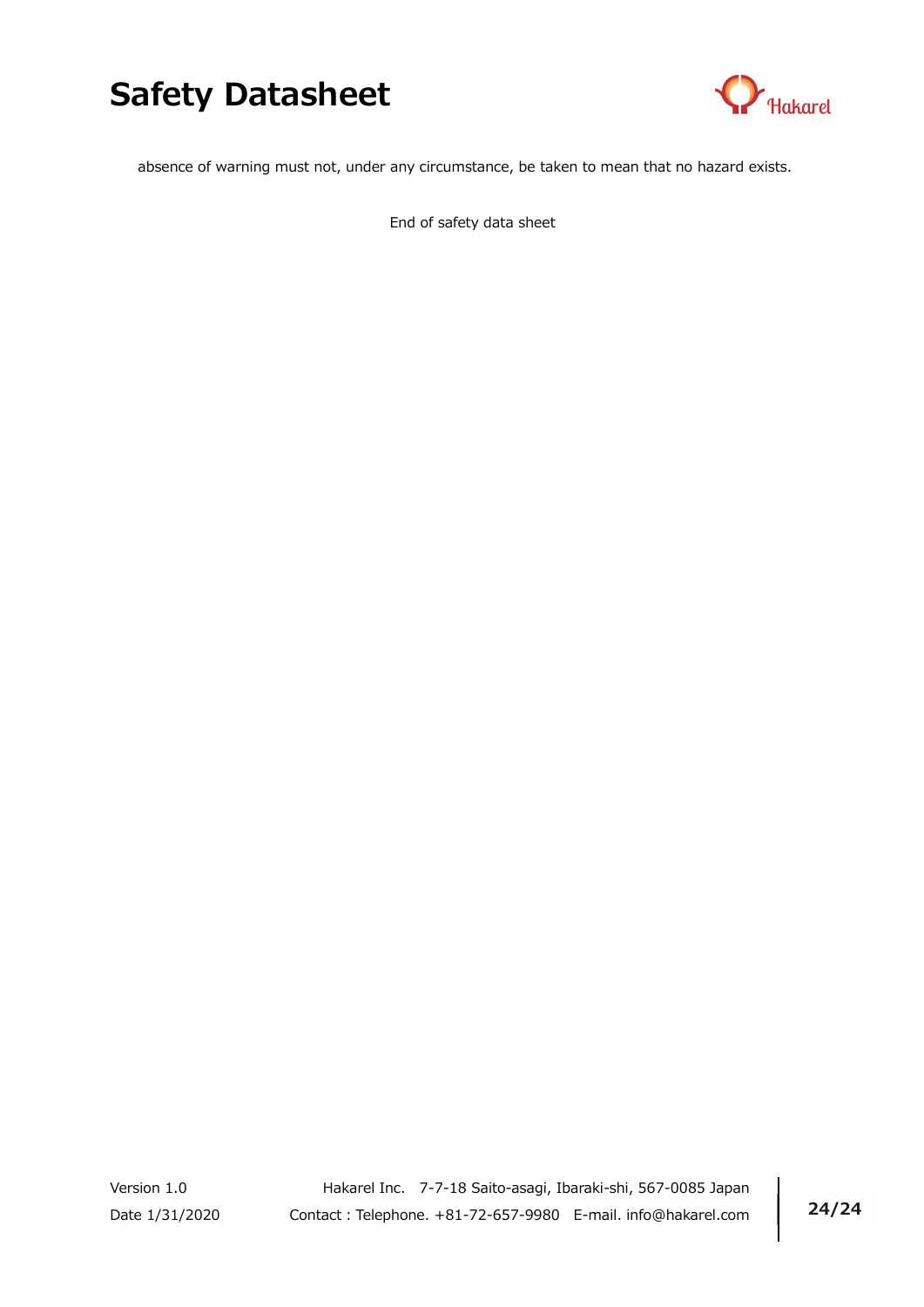absence of warning must not, under any circumstance, be taken to mean that no hazard exists.

End of safety data sheet